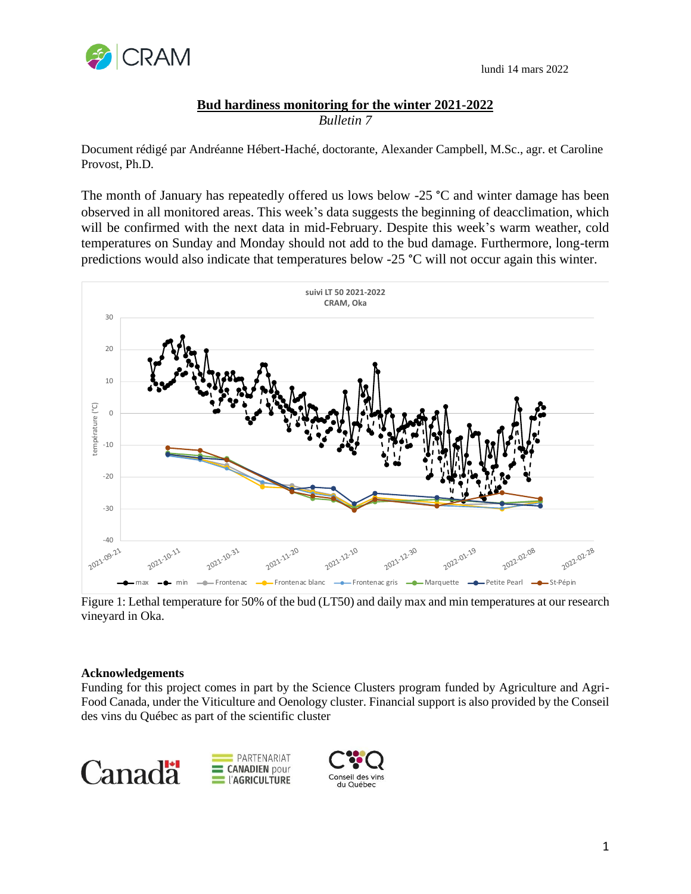lundi 14 mars 2022

# Bud hardiness monitoring for the winter 2021-2022

*Bulletin 7*

Document rédigé par Andréanne Hébert-Haché, doctorante, Alexander Campbell, M.Sc., agr. et Caroline Provost, Ph.D.

The month of January has repeatedly offered us lows below -25 °C and winter damage has been observed in all monitored areas. This week's data suggests the beginning of deacclimation, which will be confirmed with the next data in mid-February. Despite this week's warm weather, cold temperatures on Sunday and Monday should not add to the bud damage. Furthermore, long-term predictions would also indicate that temperatures below -25 °C will not occur again this winter.

Figure 1: Lethal temperature for 50% of the bud (LT50) and daily max and min temperatures at our research vineyard in Oka.

### Acknowledgements

Funding for this project comes in part by the Science Clusters program funded by Agriculture and Agri-Food Canada, under the Viticulture and Oenology cluster. Financial support is also provided by the Conseil des vins du Québec as part of the scientific cluster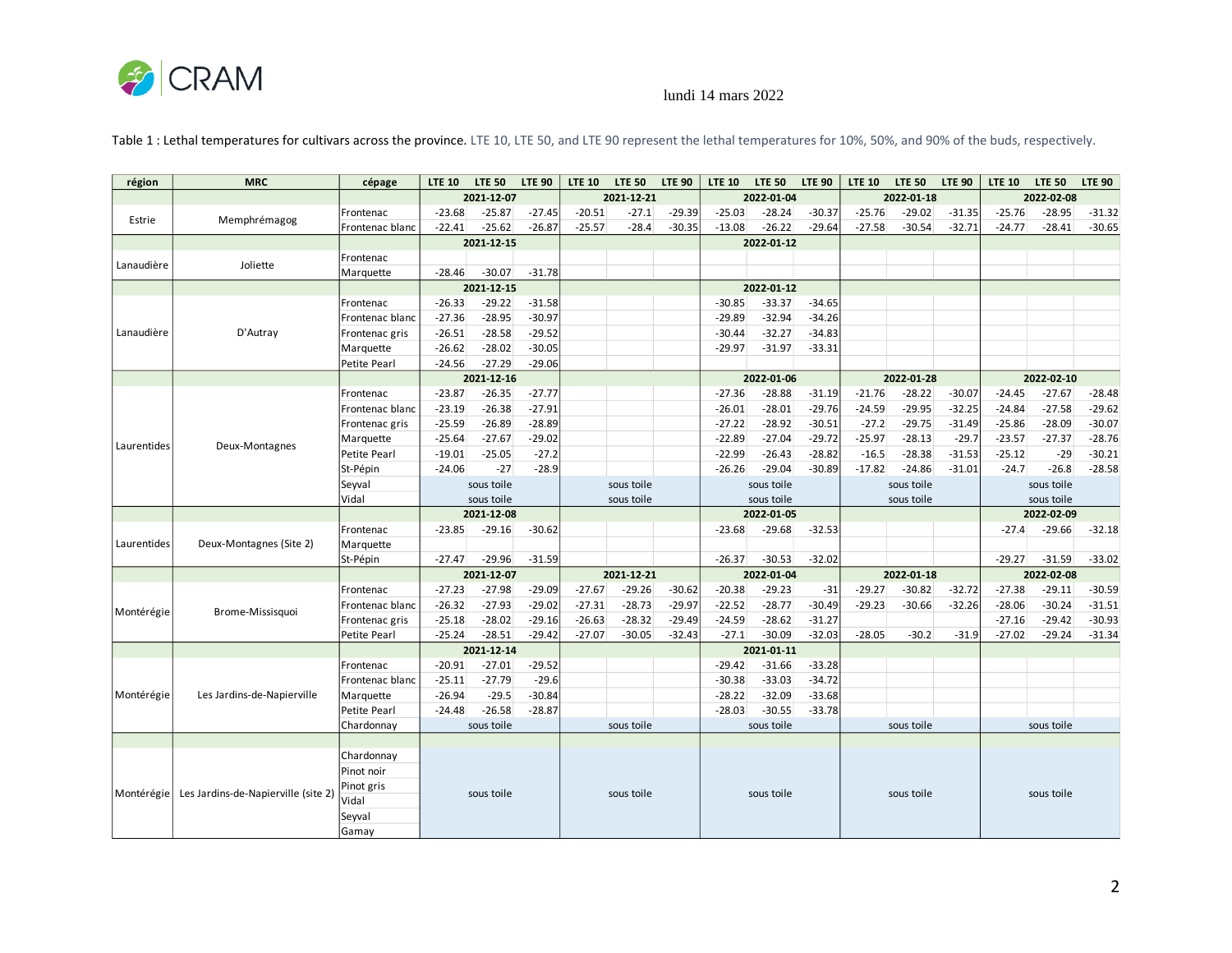lundi 14 mars 2022

Table 1 : Lethal temperatures for cultivars across the province. LTE 10, LTE 50, and LTE 90 represent the lethal temperatures for 10%, 50%, and 90% of the buds, respectively.

| région | MRC | cépage | LTE 10 | LTE 50 | LTE 90 | LTE 10 | LTE 50 | LTE 90 | LTE 10 | LTE 50 | LTE 90 | LTE 10 | LTE 50 | LTE 90 | LTE 10 | LTE 50 | LTE 90 |
|---|---|---|---|---|---|---|---|---|---|---|---|---|---|---|---|---|---|
| | | | | 2021-12-07 | | | 2021-12-21 | | | 2022-01-04 | | | 2022-01-18 | | | 2022-02-08 | |
| Estrie | Memphrémagog | Frontenac | -23.68 | -25.87 | -27.45 | -20.51 | -27.1 | -29.39 | -25.03 | -28.24 | -30.37 | -25.76 | -29.02 | -31.35 | -25.76 | -28.95 | -31.32 |
| | | Frontenac blanc | -22.41 | -25.62 | -26.87 | -25.57 | -28.4 | -30.35 | -13.08 | -26.22 | -29.64 | -27.58 | -30.54 | -32.71 | -24.77 | -28.41 | -30.65 |
| | | | | 2021-12-15 | | | | | | 2022-01-12 | | | | | | | |
| Lanaudière | Joliette | Frontenac | | | | | | | | | | | | | | | |
| | | Marquette | -28.46 | -30.07 | -31.78 | | | | | | | | | | | | |
| | | | | 2021-12-15 | | | | | | 2022-01-12 | | | | | | | |
| Lanaudière | D'Autray | Frontenac | -26.33 | -29.22 | -31.58 | | | | -30.85 | -33.37 | -34.65 | | | | | | |
| | | Frontenac blanc | -27.36 | -28.95 | -30.97 | | | | -29.89 | -32.94 | -34.26 | | | | | | |
| | | Frontenac gris | -26.51 | -28.58 | -29.52 | | | | -30.44 | -32.27 | -34.83 | | | | | | |
| | | Marquette | -26.62 | -28.02 | -30.05 | | | | -29.97 | -31.97 | -33.31 | | | | | | |
| | | Petite Pearl | -24.56 | -27.29 | -29.06 | | | | | | | | | | | | |
| | | | | 2021-12-16 | | | | | | 2022-01-06 | | | 2022-01-28 | | | 2022-02-10 | |
| Laurentides | Deux-Montagnes | Frontenac | -23.87 | -26.35 | -27.77 | | | | -27.36 | -28.88 | -31.19 | -21.76 | -28.22 | -30.07 | -24.45 | -27.67 | -28.48 |
| | | Frontenac blanc | -23.19 | -26.38 | -27.91 | | | | -26.01 | -28.01 | -29.76 | -24.59 | -29.95 | -32.25 | -24.84 | -27.58 | -29.62 |
| | | Frontenac gris | -25.59 | -26.89 | -28.89 | | | | -27.22 | -28.92 | -30.51 | -27.2 | -29.75 | -31.49 | -25.86 | -28.09 | -30.07 |
| | | Marquette | -25.64 | -27.67 | -29.02 | | | | -22.89 | -27.04 | -29.72 | -25.97 | -28.13 | -29.7 | -23.57 | -27.37 | -28.76 |
| | | Petite Pearl | -19.01 | -25.05 | -27.2 | | | | -22.99 | -26.43 | -28.82 | -16.5 | -28.38 | -31.53 | -25.12 | -29 | -30.21 |
| | | St-Pépin | -24.06 | -27 | -28.9 | | | | -26.26 | -29.04 | -30.89 | -17.82 | -24.86 | -31.01 | -24.7 | -26.8 | -28.58 |
| | | Seyval | | sous toile | | | sous toile | | | sous toile | | | sous toile | | | sous toile | |
| | | Vidal | | sous toile | | | sous toile | | | sous toile | | | sous toile | | | sous toile | |
| | | | | 2021-12-08 | | | | | | 2022-01-05 | | | | | | 2022-02-09 | |
| Laurentides | Deux-Montagnes (Site 2) | Frontenac | -23.85 | -29.16 | -30.62 | | | | -23.68 | -29.68 | -32.53 | | | | -27.4 | -29.66 | -32.18 |
| | | Marquette | | | | | | | | | | | | | | | |
| | | St-Pépin | -27.47 | -29.96 | -31.59 | | | | -26.37 | -30.53 | -32.02 | | | | -29.27 | -31.59 | -33.02 |
| | | | | 2021-12-07 | | | 2021-12-21 | | | 2022-01-04 | | | 2022-01-18 | | | 2022-02-08 | |
| Montérégie | Brome-Missisquoi | Frontenac | -27.23 | -27.98 | -29.09 | -27.67 | -29.26 | -30.62 | -20.38 | -29.23 | -31 | -29.27 | -30.82 | -32.72 | -27.38 | -29.11 | -30.59 |
| | | Frontenac blanc | -26.32 | -27.93 | -29.02 | -27.31 | -28.73 | -29.97 | -22.52 | -28.77 | -30.49 | -29.23 | -30.66 | -32.26 | -28.06 | -30.24 | -31.51 |
| | | Frontenac gris | -25.18 | -28.02 | -29.16 | -26.63 | -28.32 | -29.49 | -24.59 | -28.62 | -31.27 | | | | -27.16 | -29.42 | -30.93 |
| | | Petite Pearl | -25.24 | -28.51 | -29.42 | -27.07 | -30.05 | -32.43 | -27.1 | -30.09 | -32.03 | -28.05 | -30.2 | -31.9 | -27.02 | -29.24 | -31.34 |
| | | | | 2021-12-14 | | | | | | 2021-01-11 | | | | | | | |
| Montérégie | Les Jardins-de-Napierville | Frontenac | -20.91 | -27.01 | -29.52 | | | | -29.42 | -31.66 | -33.28 | | | | | | |
| | | Frontenac blanc | -25.11 | -27.79 | -29.6 | | | | -30.38 | -33.03 | -34.72 | | | | | | |
| | | Marquette | -26.94 | -29.5 | -30.84 | | | | -28.22 | -32.09 | -33.68 | | | | | | |
| | | Petite Pearl | -24.48 | -26.58 | -28.87 | | | | -28.03 | -30.55 | -33.78 | | | | | | |
| | | Chardonnay | | sous toile | | | sous toile | | | sous toile | | | sous toile | | | sous toile | |
| | | | | | | | | | | | | | | | | | |
| Montérégie | Les Jardins-de-Napierville (site 2) | Chardonnay | | sous toile | | | sous toile | | | sous toile | | | sous toile | | | sous toile | |
| | | Pinot noir | | | | | | | | | | | | | | | |
| | | Pinot gris | | | | | | | | | | | | | | | |
| | | Vidal | | | | | | | | | | | | | | | |
| | | Seyval | | | | | | | | | | | | | | | |
| | | Gamay | | | | | | | | | | | | | | | |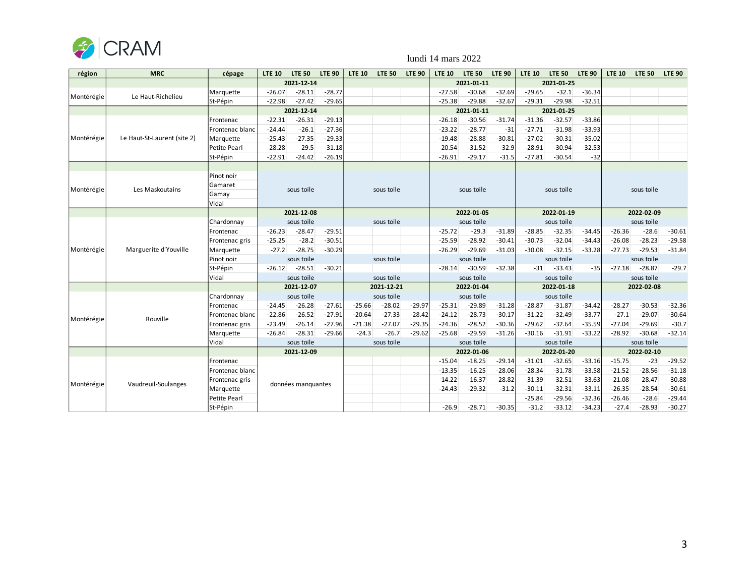CRAM

lundi 14 mars 2022

| région | MRC | cépage | LTE 10 | LTE 50 | LTE 90 | LTE 10 | LTE 50 | LTE 90 | LTE 10 | LTE 50 | LTE 90 | LTE 10 | LTE 50 | LTE 90 | LTE 10 | LTE 50 | LTE 90 |
|---|---|---|---|---|---|---|---|---|---|---|---|---|---|---|---|---|---|
| | | | | 2021-12-14 | | | | | | 2021-01-11 | | | 2021-01-25 | | | | |
| Montérégie | Le Haut-Richelieu | Marquette | -26.07 | -28.11 | -28.77 | | | | -27.58 | -30.68 | -32.69 | -29.65 | -32.1 | -36.34 | | | |
| | | St-Pépin | -22.98 | -27.42 | -29.65 | | | | -25.38 | -29.88 | -32.67 | -29.31 | -29.98 | -32.51 | | | |
| | | | | 2021-12-14 | | | | | | 2021-01-11 | | | 2021-01-25 | | | | |
| Montérégie | Le Haut-St-Laurent (site 2) | Frontenac | -22.31 | -26.31 | -29.13 | | | | -26.18 | -30.56 | -31.74 | -31.36 | -32.57 | -33.86 | | | |
| | | Frontenac blanc | -24.44 | -26.1 | -27.36 | | | | -23.22 | -28.77 | -31 | -27.71 | -31.98 | -33.93 | | | |
| | | Marquette | -25.43 | -27.35 | -29.33 | | | | -19.48 | -28.88 | -30.81 | -27.02 | -30.31 | -35.02 | | | |
| | | Petite Pearl | -28.28 | -29.5 | -31.18 | | | | -20.54 | -31.52 | -32.9 | -28.91 | -30.94 | -32.53 | | | |
| | | St-Pépin | -22.91 | -24.42 | -26.19 | | | | -26.91 | -29.17 | -31.5 | -27.81 | -30.54 | -32 | | | |
| | | | | | | | | | | | | | | | | | |
| Montérégie | Les Maskoutains | Pinot noir, Gamaret, Gamay, Vidal | | sous toile | | | sous toile | | | sous toile | | | sous toile | | | sous toile | |
| | | | | 2021-12-08 | | | | | | 2022-01-05 | | | 2022-01-19 | | | 2022-02-09 | |
| Montérégie | Marguerite d'Youville | Chardonnay | | sous toile | | | sous toile | | | sous toile | | | sous toile | | | sous toile | |
| | | Frontenac | -26.23 | -28.47 | -29.51 | | | | -25.72 | -29.3 | -31.89 | -28.85 | -32.35 | -34.45 | -26.36 | -28.6 | -30.61 |
| | | Frontenac gris | -25.25 | -28.2 | -30.51 | | | | -25.59 | -28.92 | -30.41 | -30.73 | -32.04 | -34.43 | -26.08 | -28.23 | -29.58 |
| | | Marquette | -27.2 | -28.75 | -30.29 | | | | -26.29 | -29.69 | -31.03 | -30.08 | -32.15 | -33.28 | -27.73 | -29.53 | -31.84 |
| | | Pinot noir | | sous toile | | | sous toile | | | sous toile | | | sous toile | | | sous toile | |
| | | St-Pépin | -26.12 | -28.51 | -30.21 | | | | -28.14 | -30.59 | -32.38 | -31 | -33.43 | -35 | -27.18 | -28.87 | -29.7 |
| | | Vidal | | sous toile | | | sous toile | | | sous toile | | | sous toile | | | sous toile | |
| | | | | 2021-12-07 | | | 2021-12-21 | | | 2022-01-04 | | | 2022-01-18 | | | 2022-02-08 | |
| Montérégie | Rouville | Chardonnay | | sous toile | | | sous toile | | | sous toile | | | sous toile | | | | |
| | | Frontenac | -24.45 | -26.28 | -27.61 | -25.66 | -28.02 | -29.97 | -25.31 | -29.89 | -31.28 | -28.87 | -31.87 | -34.42 | -28.27 | -30.53 | -32.36 |
| | | Frontenac blanc | -22.86 | -26.52 | -27.91 | -20.64 | -27.33 | -28.42 | -24.12 | -28.73 | -30.17 | -31.22 | -32.49 | -33.77 | -27.1 | -29.07 | -30.64 |
| | | Frontenac gris | -23.49 | -26.14 | -27.96 | -21.38 | -27.07 | -29.35 | -24.36 | -28.52 | -30.36 | -29.62 | -32.64 | -35.59 | -27.04 | -29.69 | -30.7 |
| | | Marquette | -26.84 | -28.31 | -29.66 | -24.3 | -26.7 | -29.62 | -25.68 | -29.59 | -31.26 | -30.16 | -31.91 | -33.22 | -28.92 | -30.68 | -32.14 |
| | | Vidal | | sous toile | | | sous toile | | | sous toile | | | sous toile | | | sous toile | |
| | | | | 2021-12-09 | | | | | | 2022-01-06 | | | 2022-01-20 | | | 2022-02-10 | |
| Montérégie | Vaudreuil-Soulanges | Frontenac | | données manquantes | | | | | -15.04 | -18.25 | -29.14 | -31.01 | -32.65 | -33.16 | -15.75 | -23 | -29.52 |
| | | Frontenac blanc | | | | | | | -13.35 | -16.25 | -28.06 | -28.34 | -31.78 | -33.58 | -21.52 | -28.56 | -31.18 |
| | | Frontenac gris | | | | | | | -14.22 | -16.37 | -28.82 | -31.39 | -32.51 | -33.63 | -21.08 | -28.47 | -30.88 |
| | | Marquette | | | | | | | -24.43 | -29.32 | -31.2 | -30.11 | -32.31 | -33.11 | -26.35 | -28.54 | -30.61 |
| | | Petite Pearl | | | | | | | | | | -25.84 | -29.56 | -32.36 | -26.46 | -28.6 | -29.44 |
| | | St-Pépin | | | | | | | -26.9 | -28.71 | -30.35 | -31.2 | -33.12 | -34.23 | -27.4 | -28.93 | -30.27 |